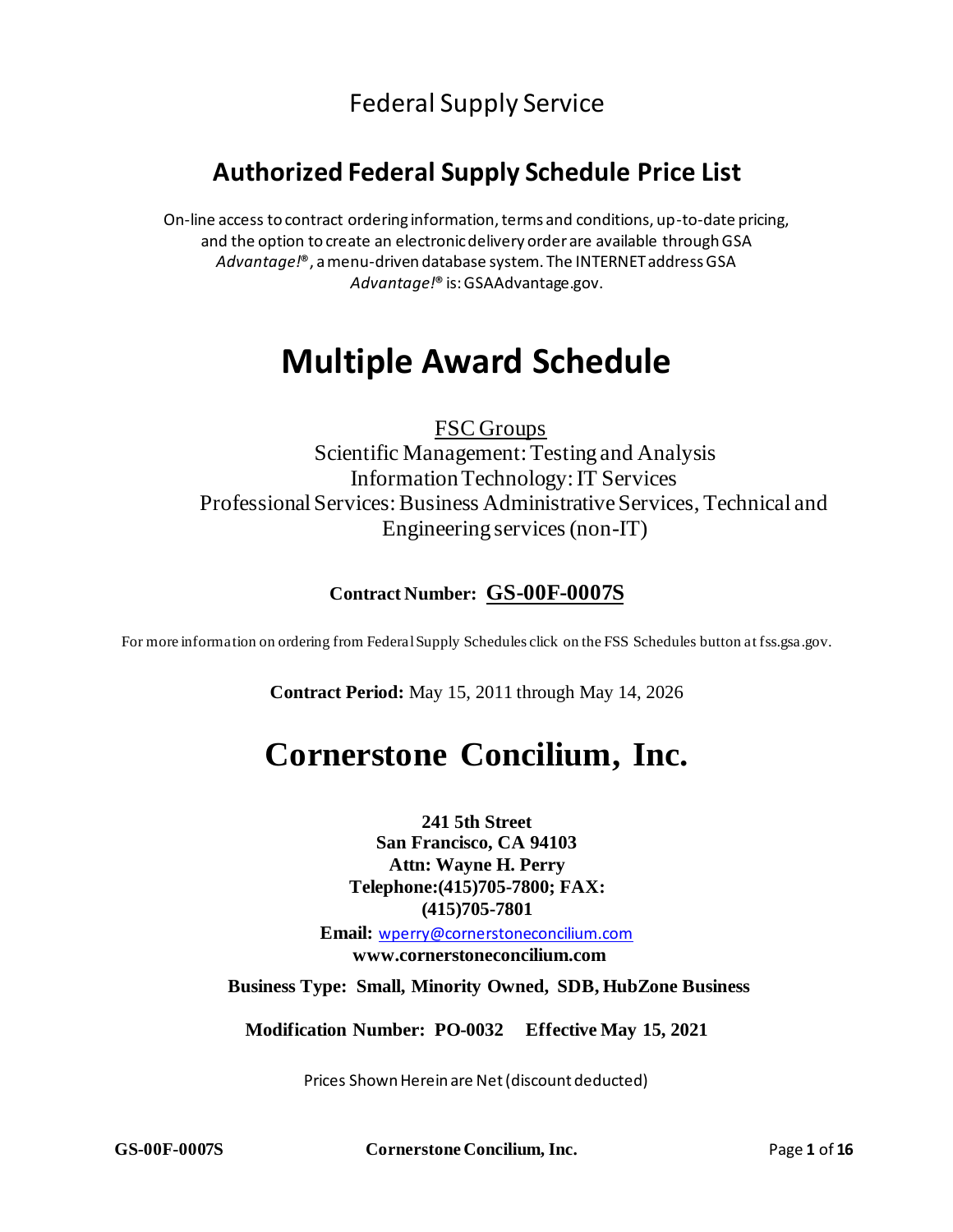Federal Supply Service

## Authorized Federal Supply Schedule Price List

On-line access to contract ordering information, terms and conditions, up-to-date pricing, and the option to create an electronic delivery order are available through GSA *Advantage!*®, a menu-driven database system. The INTERNET address GSA *Advantage!*® is: GSAAdvantage.gov.

# Multiple Award Schedule

FSC Groups

Scientific Management: Testing and Analysis
Information Technology: IT Services
Professional Services: Business Administrative Services, Technical and Engineering services (non-IT)

**Contract Number: GS-00F-0007S**

For more information on ordering from Federal Supply Schedules click on the FSS Schedules button at fss.gsa.gov.

**Contract Period:** May 15, 2011 through May 14, 2026

# Cornerstone Concilium, Inc.

**241 5th Street**
**San Francisco, CA 94103**
**Attn: Wayne H. Perry**
**Telephone:(415)705-7800; FAX: (415)705-7801**

**Email:** wperry@cornerstoneconcilium.com
**www.cornerstoneconcilium.com**

**Business Type: Small, Minority Owned, SDB, HubZone Business**

**Modification Number: PO-0032 Effective May 15, 2021**

Prices Shown Herein are Net (discount deducted)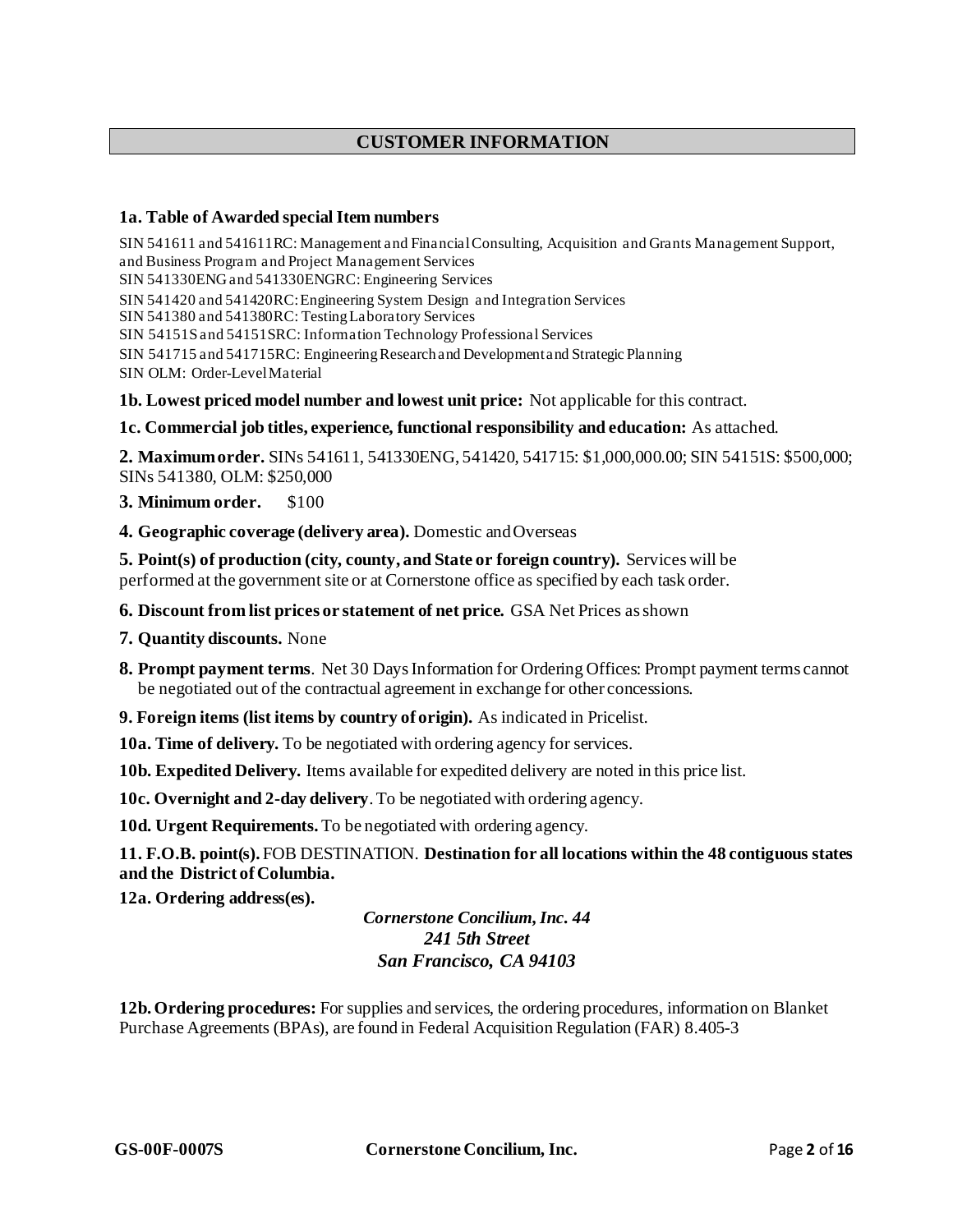## CUSTOMER INFORMATION

**1a. Table of Awarded special Item numbers**

SIN 541611 and 541611RC: Management and Financial Consulting, Acquisition and Grants Management Support, and Business Program and Project Management Services
SIN 541330ENG and 541330ENGRC: Engineering Services
SIN 541420 and 541420RC: Engineering System Design and Integration Services
SIN 541380 and 541380RC: Testing Laboratory Services
SIN 54151S and 54151SRC: Information Technology Professional Services
SIN 541715 and 541715RC: Engineering Research and Development and Strategic Planning
SIN OLM: Order-Level Material

**1b. Lowest priced model number and lowest unit price:** Not applicable for this contract.

**1c. Commercial job titles, experience, functional responsibility and education:** As attached.

**2. Maximum order.** SINs 541611, 541330ENG, 541420, 541715: $1,000,000.00; SIN 54151S: $500,000; SINs 541380, OLM: $250,000

**3. Minimum order.** $100

**4. Geographic coverage (delivery area).** Domestic and Overseas

**5. Point(s) of production (city, county, and State or foreign country).** Services will be performed at the government site or at Cornerstone office as specified by each task order.

**6. Discount from list prices or statement of net price.** GSA Net Prices as shown

**7. Quantity discounts.** None

**8. Prompt payment terms**. Net 30 Days Information for Ordering Offices: Prompt payment terms cannot be negotiated out of the contractual agreement in exchange for other concessions.

**9. Foreign items (list items by country of origin).** As indicated in Pricelist.

**10a. Time of delivery.** To be negotiated with ordering agency for services.

**10b. Expedited Delivery.** Items available for expedited delivery are noted in this price list.

**10c. Overnight and 2-day delivery**. To be negotiated with ordering agency.

**10d. Urgent Requirements.** To be negotiated with ordering agency.

**11. F.O.B. point(s).** FOB DESTINATION. **Destination for all locations within the 48 contiguous states and the District of Columbia.**

**12a. Ordering address(es).**

*Cornerstone Concilium, Inc. 44*
*241 5th Street*
*San Francisco, CA 94103*

**12b. Ordering procedures:** For supplies and services, the ordering procedures, information on Blanket Purchase Agreements (BPAs), are found in Federal Acquisition Regulation (FAR) 8.405-3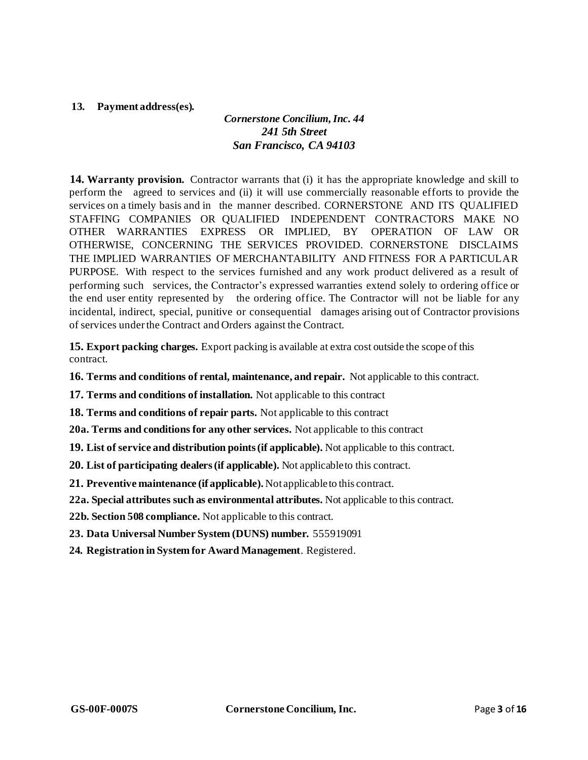**13. Payment address(es).**

*Cornerstone Concilium, Inc. 44*
*241 5th Street*
*San Francisco, CA 94103*

**14. Warranty provision.** Contractor warrants that (i) it has the appropriate knowledge and skill to perform the agreed to services and (ii) it will use commercially reasonable efforts to provide the services on a timely basis and in the manner described. CORNERSTONE AND ITS QUALIFIED STAFFING COMPANIES OR QUALIFIED INDEPENDENT CONTRACTORS MAKE NO OTHER WARRANTIES EXPRESS OR IMPLIED, BY OPERATION OF LAW OR OTHERWISE, CONCERNING THE SERVICES PROVIDED. CORNERSTONE DISCLAIMS THE IMPLIED WARRANTIES OF MERCHANTABILITY AND FITNESS FOR A PARTICULAR PURPOSE. With respect to the services furnished and any work product delivered as a result of performing such services, the Contractor's expressed warranties extend solely to ordering office or the end user entity represented by the ordering office. The Contractor will not be liable for any incidental, indirect, special, punitive or consequential damages arising out of Contractor provisions of services under the Contract and Orders against the Contract.

**15. Export packing charges.** Export packing is available at extra cost outside the scope of this contract.

**16. Terms and conditions of rental, maintenance, and repair.** Not applicable to this contract.

**17. Terms and conditions of installation.** Not applicable to this contract

**18. Terms and conditions of repair parts.** Not applicable to this contract

**20a. Terms and conditions for any other services.** Not applicable to this contract

**19. List of service and distribution points (if applicable).** Not applicable to this contract.

**20. List of participating dealers (if applicable).** Not applicable to this contract.

**21. Preventive maintenance (if applicable).** Not applicable to this contract.

**22a. Special attributes such as environmental attributes.** Not applicable to this contract.

**22b. Section 508 compliance.** Not applicable to this contract.

**23. Data Universal Number System (DUNS) number.** 555919091

**24. Registration in System for Award Management**. Registered.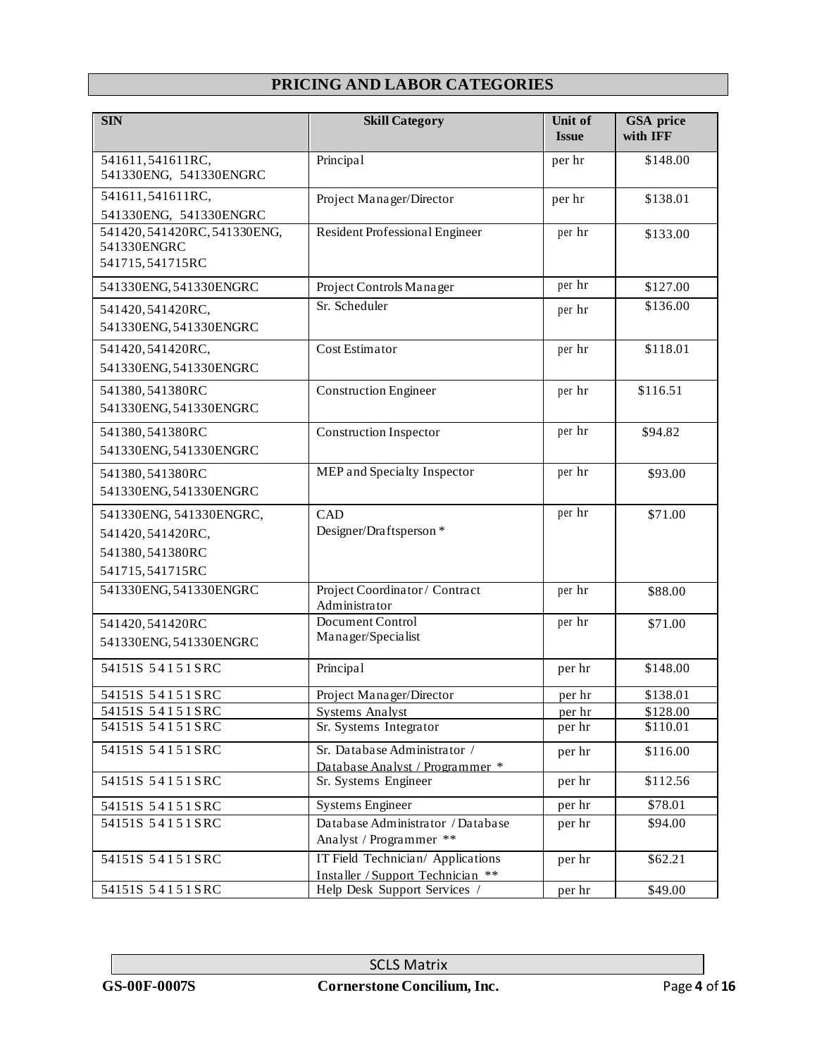## PRICING AND LABOR CATEGORIES

| SIN | Skill Category | Unit of Issue | GSA price with IFF |
|---|---|---|---|
| 541611, 541611RC, 541330ENG, 541330ENGRC | Principal | per hr | $148.00 |
| 541611, 541611RC, 541330ENG, 541330ENGRC | Project Manager/Director | per hr | $138.01 |
| 541420, 541420RC, 541330ENG, 541330ENGRC 541715, 541715RC | Resident Professional Engineer | per hr | $133.00 |
| 541330ENG, 541330ENGRC | Project Controls Manager | per hr | $127.00 |
| 541420, 541420RC, 541330ENG, 541330ENGRC | Sr. Scheduler | per hr | $136.00 |
| 541420, 541420RC, 541330ENG, 541330ENGRC | Cost Estimator | per hr | $118.01 |
| 541380, 541380RC 541330ENG, 541330ENGRC | Construction Engineer | per hr | $116.51 |
| 541380, 541380RC 541330ENG, 541330ENGRC | Construction Inspector | per hr | $94.82 |
| 541380, 541380RC 541330ENG, 541330ENGRC | MEP and Specialty Inspector | per hr | $93.00 |
| 541330ENG, 541330ENGRC, 541420, 541420RC, 541380, 541380RC 541715, 541715RC | CAD Designer/Draftsperson * | per hr | $71.00 |
| 541330ENG, 541330ENGRC | Project Coordinator / Contract Administrator | per hr | $88.00 |
| 541420, 541420RC 541330ENG, 541330ENGRC | Document Control Manager/Specialist | per hr | $71.00 |
| 54151S 54151SRC | Principal | per hr | $148.00 |
| 54151S 54151SRC | Project Manager/Director | per hr | $138.01 |
| 54151S 54151SRC | Systems Analyst | per hr | $128.00 |
| 54151S 54151SRC | Sr. Systems Integrator | per hr | $110.01 |
| 54151S 54151SRC | Sr. Database Administrator / Database Analyst / Programmer * | per hr | $116.00 |
| 54151S 54151SRC | Sr. Systems Engineer | per hr | $112.56 |
| 54151S 54151SRC | Systems Engineer | per hr | $78.01 |
| 54151S 54151SRC | Database Administrator / Database Analyst / Programmer ** | per hr | $94.00 |
| 54151S 54151SRC | IT Field Technician/ Applications Installer / Support Technician ** | per hr | $62.21 |
| 54151S 54151SRC | Help Desk Support Services / | per hr | $49.00 |

SCLS Matrix

**GS-00F-0007S** **Cornerstone Concilium, Inc.**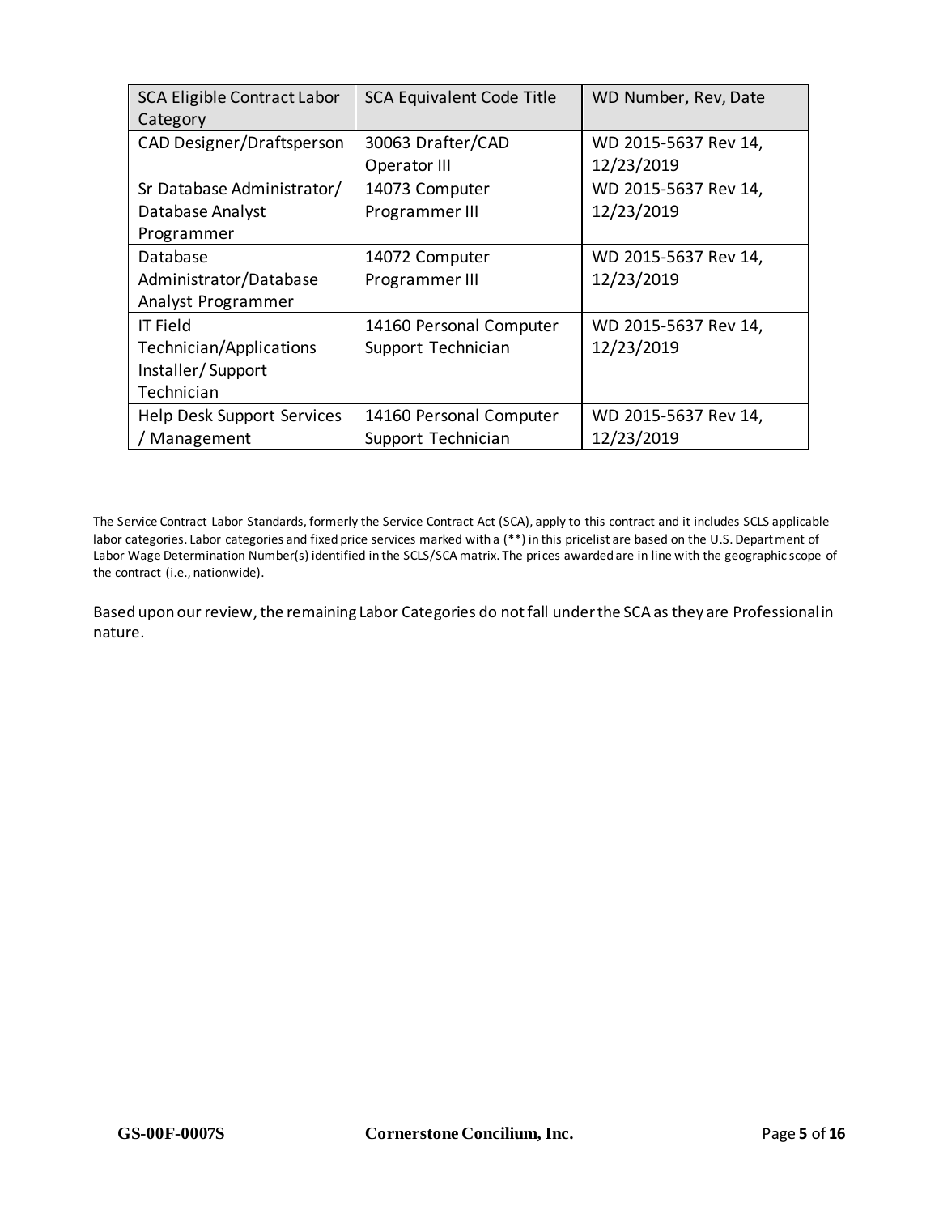| SCA Eligible Contract Labor Category | SCA Equivalent Code Title | WD Number, Rev, Date |
| --- | --- | --- |
| CAD Designer/Draftsperson | 30063 Drafter/CAD Operator III | WD 2015-5637 Rev 14, 12/23/2019 |
| Sr Database Administrator/ Database Analyst Programmer | 14073 Computer Programmer III | WD 2015-5637 Rev 14, 12/23/2019 |
| Database Administrator/Database Analyst Programmer | 14072 Computer Programmer III | WD 2015-5637 Rev 14, 12/23/2019 |
| IT Field Technician/Applications Installer/ Support Technician | 14160 Personal Computer Support Technician | WD 2015-5637 Rev 14, 12/23/2019 |
| Help Desk Support Services / Management | 14160 Personal Computer Support Technician | WD 2015-5637 Rev 14, 12/23/2019 |

The Service Contract Labor Standards, formerly the Service Contract Act (SCA), apply to this contract and it includes SCLS applicable labor categories. Labor categories and fixed price services marked with a (**) in this pricelist are based on the U.S. Department of Labor Wage Determination Number(s) identified in the SCLS/SCA matrix. The prices awarded are in line with the geographic scope of the contract (i.e., nationwide).

Based upon our review, the remaining Labor Categories do not fall under the SCA as they are Professional in nature.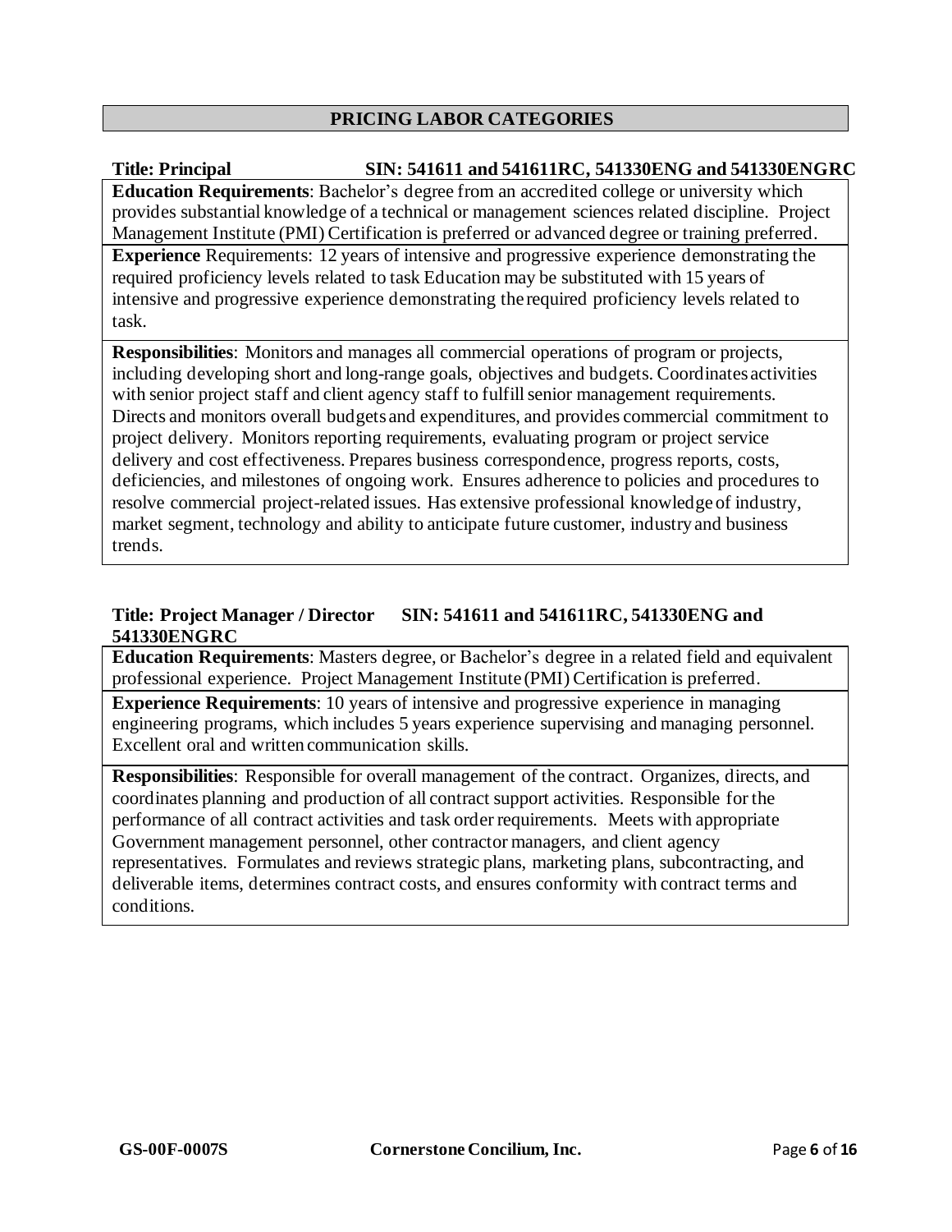## PRICING LABOR CATEGORIES

**Title: Principal** **SIN: 541611 and 541611RC, 541330ENG and 541330ENGRC**

**Education Requirements**: Bachelor's degree from an accredited college or university which provides substantial knowledge of a technical or management sciences related discipline. Project Management Institute (PMI) Certification is preferred or advanced degree or training preferred.

**Experience** Requirements: 12 years of intensive and progressive experience demonstrating the required proficiency levels related to task Education may be substituted with 15 years of intensive and progressive experience demonstrating the required proficiency levels related to task.

**Responsibilities**: Monitors and manages all commercial operations of program or projects, including developing short and long-range goals, objectives and budgets. Coordinates activities with senior project staff and client agency staff to fulfill senior management requirements. Directs and monitors overall budgets and expenditures, and provides commercial commitment to project delivery. Monitors reporting requirements, evaluating program or project service delivery and cost effectiveness. Prepares business correspondence, progress reports, costs, deficiencies, and milestones of ongoing work. Ensures adherence to policies and procedures to resolve commercial project-related issues. Has extensive professional knowledge of industry, market segment, technology and ability to anticipate future customer, industry and business trends.

**Title: Project Manager / Director** **SIN: 541611 and 541611RC, 541330ENG and 541330ENGRC**

**Education Requirements**: Masters degree, or Bachelor's degree in a related field and equivalent professional experience. Project Management Institute (PMI) Certification is preferred.

**Experience Requirements**: 10 years of intensive and progressive experience in managing engineering programs, which includes 5 years experience supervising and managing personnel. Excellent oral and written communication skills.

**Responsibilities**: Responsible for overall management of the contract. Organizes, directs, and coordinates planning and production of all contract support activities. Responsible for the performance of all contract activities and task order requirements. Meets with appropriate Government management personnel, other contractor managers, and client agency representatives. Formulates and reviews strategic plans, marketing plans, subcontracting, and deliverable items, determines contract costs, and ensures conformity with contract terms and conditions.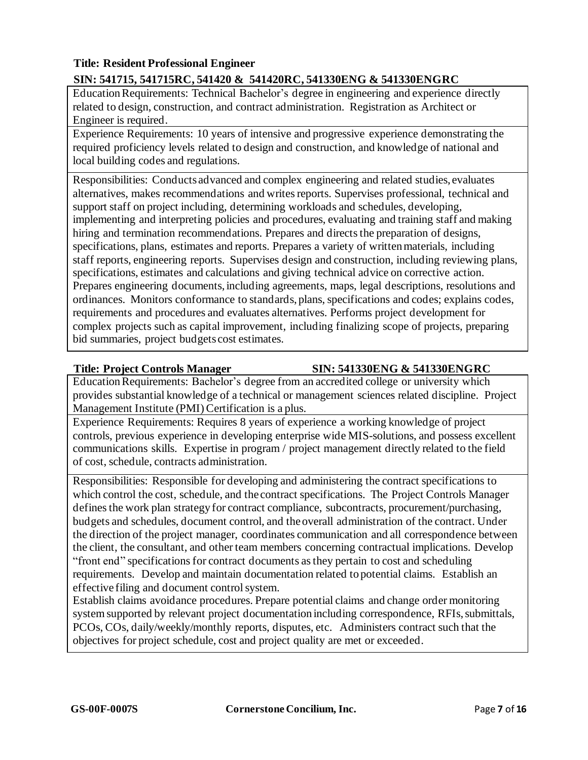**Title: Resident Professional Engineer**

**SIN: 541715, 541715RC, 541420 & 541420RC, 541330ENG & 541330ENGRC**

Education Requirements: Technical Bachelor's degree in engineering and experience directly related to design, construction, and contract administration. Registration as Architect or Engineer is required.

Experience Requirements: 10 years of intensive and progressive experience demonstrating the required proficiency levels related to design and construction, and knowledge of national and local building codes and regulations.

Responsibilities: Conducts advanced and complex engineering and related studies, evaluates alternatives, makes recommendations and writes reports. Supervises professional, technical and support staff on project including, determining workloads and schedules, developing, implementing and interpreting policies and procedures, evaluating and training staff and making hiring and termination recommendations. Prepares and directs the preparation of designs, specifications, plans, estimates and reports. Prepares a variety of written materials, including staff reports, engineering reports. Supervises design and construction, including reviewing plans, specifications, estimates and calculations and giving technical advice on corrective action. Prepares engineering documents, including agreements, maps, legal descriptions, resolutions and ordinances. Monitors conformance to standards, plans, specifications and codes; explains codes, requirements and procedures and evaluates alternatives. Performs project development for complex projects such as capital improvement, including finalizing scope of projects, preparing bid summaries, project budgets cost estimates.

**Title: Project Controls Manager** **SIN: 541330ENG & 541330ENGRC**

Education Requirements: Bachelor's degree from an accredited college or university which provides substantial knowledge of a technical or management sciences related discipline. Project Management Institute (PMI) Certification is a plus.

Experience Requirements: Requires 8 years of experience a working knowledge of project controls, previous experience in developing enterprise wide MIS-solutions, and possess excellent communications skills. Expertise in program / project management directly related to the field of cost, schedule, contracts administration.

Responsibilities: Responsible for developing and administering the contract specifications to which control the cost, schedule, and the contract specifications. The Project Controls Manager defines the work plan strategy for contract compliance, subcontracts, procurement/purchasing, budgets and schedules, document control, and the overall administration of the contract. Under the direction of the project manager, coordinates communication and all correspondence between the client, the consultant, and other team members concerning contractual implications. Develop "front end" specifications for contract documents as they pertain to cost and scheduling requirements. Develop and maintain documentation related to potential claims. Establish an effective filing and document control system.

Establish claims avoidance procedures. Prepare potential claims and change order monitoring system supported by relevant project documentation including correspondence, RFIs, submittals, PCOs, COs, daily/weekly/monthly reports, disputes, etc. Administers contract such that the objectives for project schedule, cost and project quality are met or exceeded.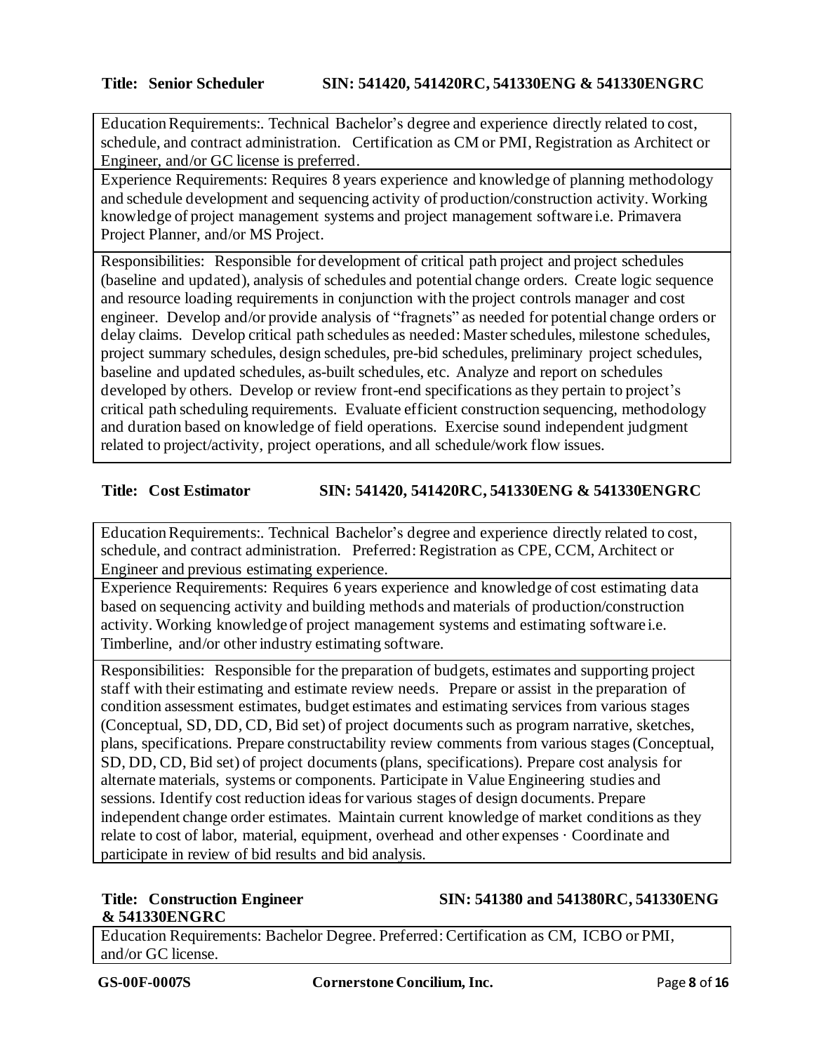**Title: Senior Scheduler SIN: 541420, 541420RC, 541330ENG & 541330ENGRC**

| |
|---|
| Education Requirements:. Technical Bachelor's degree and experience directly related to cost, schedule, and contract administration. Certification as CM or PMI, Registration as Architect or Engineer, and/or GC license is preferred. |
| Experience Requirements: Requires 8 years experience and knowledge of planning methodology and schedule development and sequencing activity of production/construction activity. Working knowledge of project management systems and project management software i.e. Primavera Project Planner, and/or MS Project. |
| Responsibilities: Responsible for development of critical path project and project schedules (baseline and updated), analysis of schedules and potential change orders. Create logic sequence and resource loading requirements in conjunction with the project controls manager and cost engineer. Develop and/or provide analysis of "fragnets" as needed for potential change orders or delay claims. Develop critical path schedules as needed: Master schedules, milestone schedules, project summary schedules, design schedules, pre-bid schedules, preliminary project schedules, baseline and updated schedules, as-built schedules, etc. Analyze and report on schedules developed by others. Develop or review front-end specifications as they pertain to project's critical path scheduling requirements. Evaluate efficient construction sequencing, methodology and duration based on knowledge of field operations. Exercise sound independent judgment related to project/activity, project operations, and all schedule/work flow issues. |

**Title: Cost Estimator SIN: 541420, 541420RC, 541330ENG & 541330ENGRC**

| |
|---|
| Education Requirements:. Technical Bachelor's degree and experience directly related to cost, schedule, and contract administration. Preferred: Registration as CPE, CCM, Architect or Engineer and previous estimating experience. |
| Experience Requirements: Requires 6 years experience and knowledge of cost estimating data based on sequencing activity and building methods and materials of production/construction activity. Working knowledge of project management systems and estimating software i.e. Timberline, and/or other industry estimating software. |
| Responsibilities: Responsible for the preparation of budgets, estimates and supporting project staff with their estimating and estimate review needs. Prepare or assist in the preparation of condition assessment estimates, budget estimates and estimating services from various stages (Conceptual, SD, DD, CD, Bid set) of project documents such as program narrative, sketches, plans, specifications. Prepare constructability review comments from various stages (Conceptual, SD, DD, CD, Bid set) of project documents (plans, specifications). Prepare cost analysis for alternate materials, systems or components. Participate in Value Engineering studies and sessions. Identify cost reduction ideas for various stages of design documents. Prepare independent change order estimates. Maintain current knowledge of market conditions as they relate to cost of labor, material, equipment, overhead and other expenses · Coordinate and participate in review of bid results and bid analysis. |

**Title: Construction Engineer SIN: 541380 and 541380RC, 541330ENG & 541330ENGRC**

| |
|---|
| Education Requirements: Bachelor Degree. Preferred: Certification as CM, ICBO or PMI, and/or GC license. |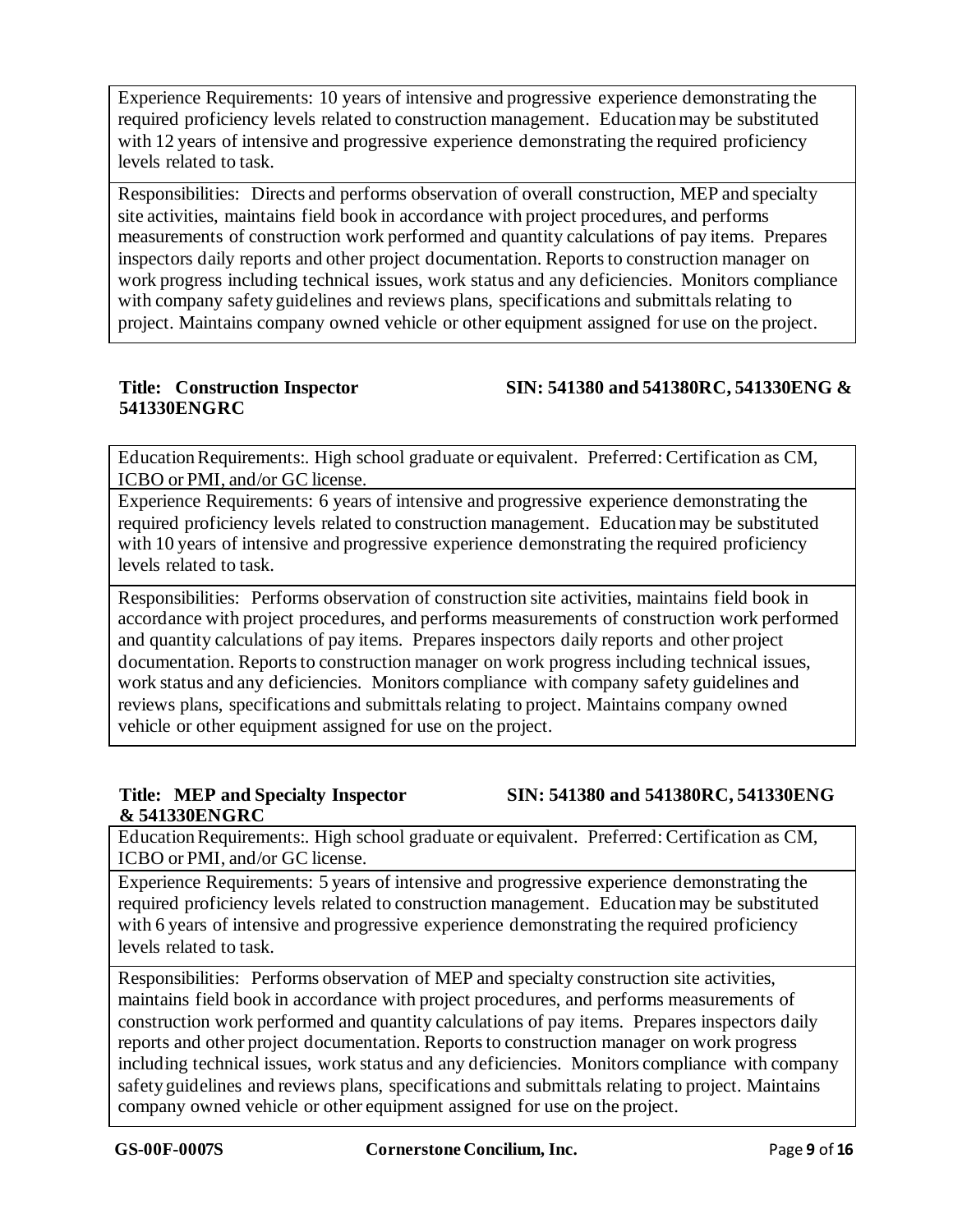Experience Requirements: 10 years of intensive and progressive experience demonstrating the required proficiency levels related to construction management. Education may be substituted with 12 years of intensive and progressive experience demonstrating the required proficiency levels related to task.

Responsibilities: Directs and performs observation of overall construction, MEP and specialty site activities, maintains field book in accordance with project procedures, and performs measurements of construction work performed and quantity calculations of pay items. Prepares inspectors daily reports and other project documentation. Reports to construction manager on work progress including technical issues, work status and any deficiencies. Monitors compliance with company safety guidelines and reviews plans, specifications and submittals relating to project. Maintains company owned vehicle or other equipment assigned for use on the project.

**Title: Construction Inspector SIN: 541380 and 541380RC, 541330ENG & 541330ENGRC**

Education Requirements:. High school graduate or equivalent. Preferred: Certification as CM, ICBO or PMI, and/or GC license.

Experience Requirements: 6 years of intensive and progressive experience demonstrating the required proficiency levels related to construction management. Education may be substituted with 10 years of intensive and progressive experience demonstrating the required proficiency levels related to task.

Responsibilities: Performs observation of construction site activities, maintains field book in accordance with project procedures, and performs measurements of construction work performed and quantity calculations of pay items. Prepares inspectors daily reports and other project documentation. Reports to construction manager on work progress including technical issues, work status and any deficiencies. Monitors compliance with company safety guidelines and reviews plans, specifications and submittals relating to project. Maintains company owned vehicle or other equipment assigned for use on the project.

**Title: MEP and Specialty Inspector SIN: 541380 and 541380RC, 541330ENG & 541330ENGRC**

Education Requirements:. High school graduate or equivalent. Preferred: Certification as CM, ICBO or PMI, and/or GC license.

Experience Requirements: 5 years of intensive and progressive experience demonstrating the required proficiency levels related to construction management. Education may be substituted with 6 years of intensive and progressive experience demonstrating the required proficiency levels related to task.

Responsibilities: Performs observation of MEP and specialty construction site activities, maintains field book in accordance with project procedures, and performs measurements of construction work performed and quantity calculations of pay items. Prepares inspectors daily reports and other project documentation. Reports to construction manager on work progress including technical issues, work status and any deficiencies. Monitors compliance with company safety guidelines and reviews plans, specifications and submittals relating to project. Maintains company owned vehicle or other equipment assigned for use on the project.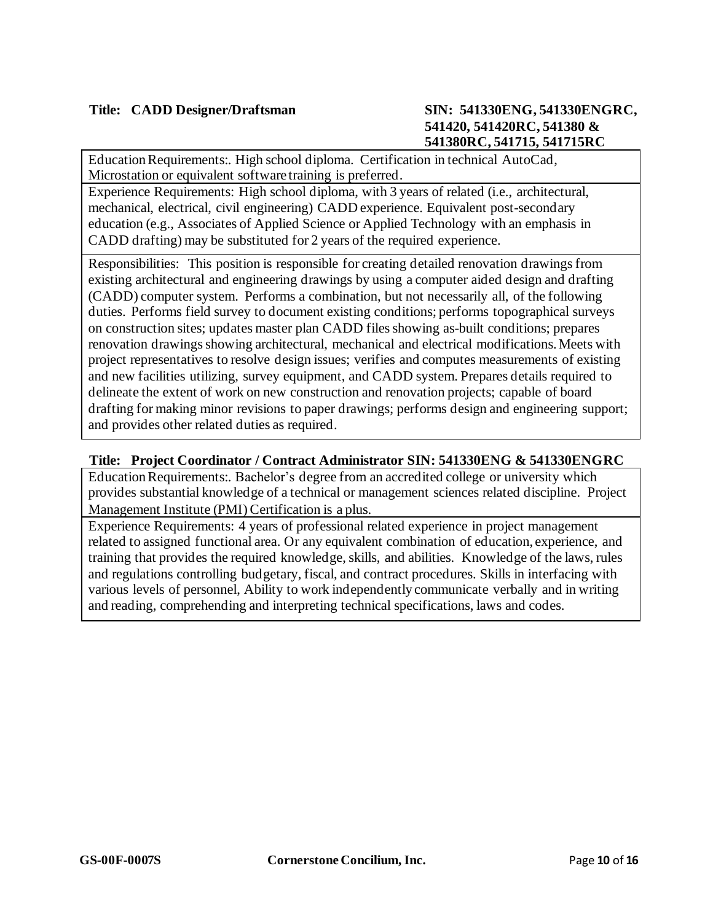**Title: CADD Designer/Draftsman** **SIN: 541330ENG, 541330ENGRC, 541420, 541420RC, 541380 & 541380RC, 541715, 541715RC**

Education Requirements:. High school diploma. Certification in technical AutoCad, Microstation or equivalent software training is preferred.

Experience Requirements: High school diploma, with 3 years of related (i.e., architectural, mechanical, electrical, civil engineering) CADD experience. Equivalent post-secondary education (e.g., Associates of Applied Science or Applied Technology with an emphasis in CADD drafting) may be substituted for 2 years of the required experience.

Responsibilities: This position is responsible for creating detailed renovation drawings from existing architectural and engineering drawings by using a computer aided design and drafting (CADD) computer system. Performs a combination, but not necessarily all, of the following duties. Performs field survey to document existing conditions; performs topographical surveys on construction sites; updates master plan CADD files showing as-built conditions; prepares renovation drawings showing architectural, mechanical and electrical modifications. Meets with project representatives to resolve design issues; verifies and computes measurements of existing and new facilities utilizing, survey equipment, and CADD system. Prepares details required to delineate the extent of work on new construction and renovation projects; capable of board drafting for making minor revisions to paper drawings; performs design and engineering support; and provides other related duties as required.

**Title: Project Coordinator / Contract Administrator SIN: 541330ENG & 541330ENGRC**

Education Requirements:. Bachelor's degree from an accredited college or university which provides substantial knowledge of a technical or management sciences related discipline. Project Management Institute (PMI) Certification is a plus.

Experience Requirements: 4 years of professional related experience in project management related to assigned functional area. Or any equivalent combination of education, experience, and training that provides the required knowledge, skills, and abilities. Knowledge of the laws, rules and regulations controlling budgetary, fiscal, and contract procedures. Skills in interfacing with various levels of personnel, Ability to work independently communicate verbally and in writing and reading, comprehending and interpreting technical specifications, laws and codes.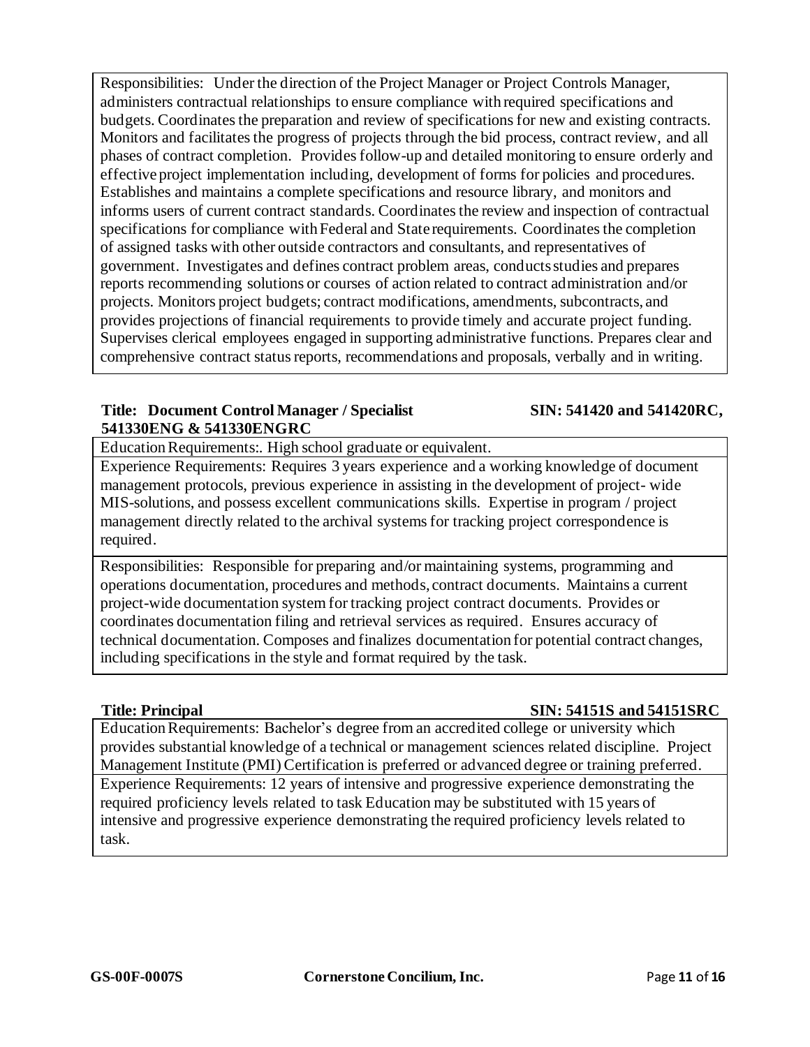Responsibilities: Under the direction of the Project Manager or Project Controls Manager, administers contractual relationships to ensure compliance with required specifications and budgets. Coordinates the preparation and review of specifications for new and existing contracts. Monitors and facilitates the progress of projects through the bid process, contract review, and all phases of contract completion. Provides follow-up and detailed monitoring to ensure orderly and effective project implementation including, development of forms for policies and procedures. Establishes and maintains a complete specifications and resource library, and monitors and informs users of current contract standards. Coordinates the review and inspection of contractual specifications for compliance with Federal and State requirements. Coordinates the completion of assigned tasks with other outside contractors and consultants, and representatives of government. Investigates and defines contract problem areas, conducts studies and prepares reports recommending solutions or courses of action related to contract administration and/or projects. Monitors project budgets; contract modifications, amendments, subcontracts, and provides projections of financial requirements to provide timely and accurate project funding. Supervises clerical employees engaged in supporting administrative functions. Prepares clear and comprehensive contract status reports, recommendations and proposals, verbally and in writing.

**Title: Document Control Manager / Specialist SIN: 541420 and 541420RC, 541330ENG & 541330ENGRC**

Education Requirements:. High school graduate or equivalent.

Experience Requirements: Requires 3 years experience and a working knowledge of document management protocols, previous experience in assisting in the development of project- wide MIS-solutions, and possess excellent communications skills. Expertise in program / project management directly related to the archival systems for tracking project correspondence is required.

Responsibilities: Responsible for preparing and/or maintaining systems, programming and operations documentation, procedures and methods, contract documents. Maintains a current project-wide documentation system for tracking project contract documents. Provides or coordinates documentation filing and retrieval services as required. Ensures accuracy of technical documentation. Composes and finalizes documentation for potential contract changes, including specifications in the style and format required by the task.

**Title: Principal SIN: 54151S and 54151SRC**

Education Requirements: Bachelor's degree from an accredited college or university which provides substantial knowledge of a technical or management sciences related discipline. Project Management Institute (PMI) Certification is preferred or advanced degree or training preferred.

Experience Requirements: 12 years of intensive and progressive experience demonstrating the required proficiency levels related to task Education may be substituted with 15 years of intensive and progressive experience demonstrating the required proficiency levels related to task.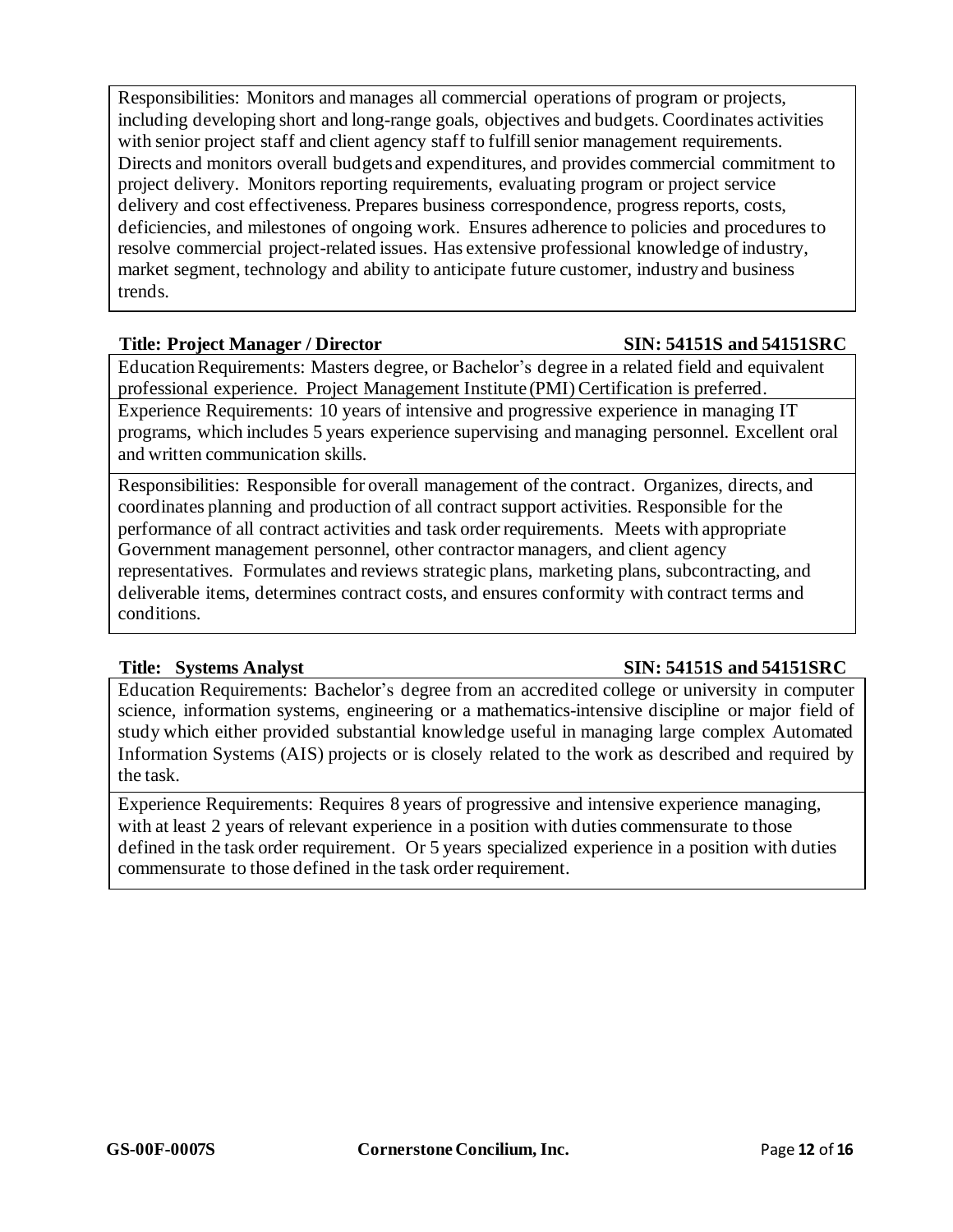Responsibilities: Monitors and manages all commercial operations of program or projects, including developing short and long-range goals, objectives and budgets. Coordinates activities with senior project staff and client agency staff to fulfill senior management requirements. Directs and monitors overall budgets and expenditures, and provides commercial commitment to project delivery. Monitors reporting requirements, evaluating program or project service delivery and cost effectiveness. Prepares business correspondence, progress reports, costs, deficiencies, and milestones of ongoing work. Ensures adherence to policies and procedures to resolve commercial project-related issues. Has extensive professional knowledge of industry, market segment, technology and ability to anticipate future customer, industry and business trends.

**Title: Project Manager / Director** **SIN: 54151S and 54151SRC**

Education Requirements: Masters degree, or Bachelor's degree in a related field and equivalent professional experience. Project Management Institute (PMI) Certification is preferred.

Experience Requirements: 10 years of intensive and progressive experience in managing IT programs, which includes 5 years experience supervising and managing personnel. Excellent oral and written communication skills.

Responsibilities: Responsible for overall management of the contract. Organizes, directs, and coordinates planning and production of all contract support activities. Responsible for the performance of all contract activities and task order requirements. Meets with appropriate Government management personnel, other contractor managers, and client agency representatives. Formulates and reviews strategic plans, marketing plans, subcontracting, and deliverable items, determines contract costs, and ensures conformity with contract terms and conditions.

**Title: Systems Analyst** **SIN: 54151S and 54151SRC**

Education Requirements: Bachelor's degree from an accredited college or university in computer science, information systems, engineering or a mathematics-intensive discipline or major field of study which either provided substantial knowledge useful in managing large complex Automated Information Systems (AIS) projects or is closely related to the work as described and required by the task.

Experience Requirements: Requires 8 years of progressive and intensive experience managing, with at least 2 years of relevant experience in a position with duties commensurate to those defined in the task order requirement. Or 5 years specialized experience in a position with duties commensurate to those defined in the task order requirement.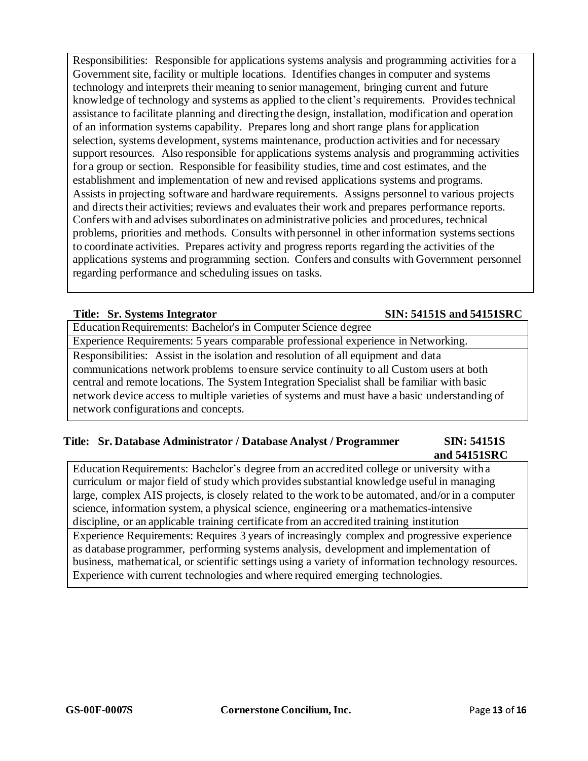Responsibilities: Responsible for applications systems analysis and programming activities for a Government site, facility or multiple locations. Identifies changes in computer and systems technology and interprets their meaning to senior management, bringing current and future knowledge of technology and systems as applied to the client's requirements. Provides technical assistance to facilitate planning and directing the design, installation, modification and operation of an information systems capability. Prepares long and short range plans for application selection, systems development, systems maintenance, production activities and for necessary support resources. Also responsible for applications systems analysis and programming activities for a group or section. Responsible for feasibility studies, time and cost estimates, and the establishment and implementation of new and revised applications systems and programs. Assists in projecting software and hardware requirements. Assigns personnel to various projects and directs their activities; reviews and evaluates their work and prepares performance reports. Confers with and advises subordinates on administrative policies and procedures, technical problems, priorities and methods. Consults with personnel in other information systems sections to coordinate activities. Prepares activity and progress reports regarding the activities of the applications systems and programming section. Confers and consults with Government personnel regarding performance and scheduling issues on tasks.

**Title: Sr. Systems Integrator** **SIN: 54151S and 54151SRC**

Education Requirements: Bachelor's in Computer Science degree

Experience Requirements: 5 years comparable professional experience in Networking.

Responsibilities: Assist in the isolation and resolution of all equipment and data communications network problems to ensure service continuity to all Custom users at both central and remote locations. The System Integration Specialist shall be familiar with basic network device access to multiple varieties of systems and must have a basic understanding of network configurations and concepts.

**Title: Sr. Database Administrator / Database Analyst / Programmer** **SIN: 54151S and 54151SRC**

Education Requirements: Bachelor's degree from an accredited college or university with a curriculum or major field of study which provides substantial knowledge useful in managing large, complex AIS projects, is closely related to the work to be automated, and/or in a computer science, information system, a physical science, engineering or a mathematics-intensive discipline, or an applicable training certificate from an accredited training institution

Experience Requirements: Requires 3 years of increasingly complex and progressive experience as database programmer, performing systems analysis, development and implementation of business, mathematical, or scientific settings using a variety of information technology resources. Experience with current technologies and where required emerging technologies.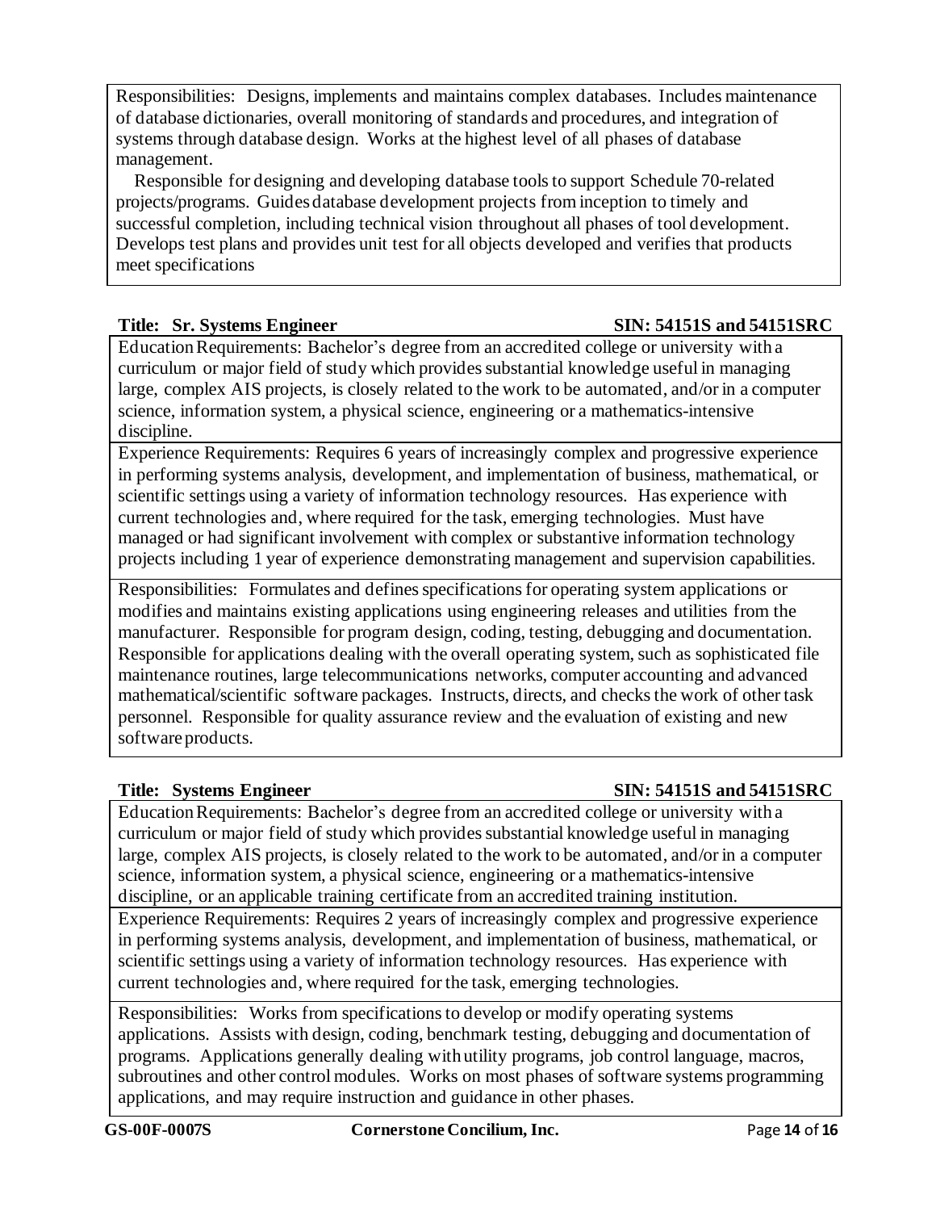Responsibilities: Designs, implements and maintains complex databases. Includes maintenance of database dictionaries, overall monitoring of standards and procedures, and integration of systems through database design. Works at the highest level of all phases of database management.

Responsible for designing and developing database tools to support Schedule 70-related projects/programs. Guides database development projects from inception to timely and successful completion, including technical vision throughout all phases of tool development. Develops test plans and provides unit test for all objects developed and verifies that products meet specifications

**Title: Sr. Systems Engineer** **SIN: 54151S and 54151SRC**

Education Requirements: Bachelor's degree from an accredited college or university with a curriculum or major field of study which provides substantial knowledge useful in managing large, complex AIS projects, is closely related to the work to be automated, and/or in a computer science, information system, a physical science, engineering or a mathematics-intensive discipline.

Experience Requirements: Requires 6 years of increasingly complex and progressive experience in performing systems analysis, development, and implementation of business, mathematical, or scientific settings using a variety of information technology resources. Has experience with current technologies and, where required for the task, emerging technologies. Must have managed or had significant involvement with complex or substantive information technology projects including 1 year of experience demonstrating management and supervision capabilities.

Responsibilities: Formulates and defines specifications for operating system applications or modifies and maintains existing applications using engineering releases and utilities from the manufacturer. Responsible for program design, coding, testing, debugging and documentation. Responsible for applications dealing with the overall operating system, such as sophisticated file maintenance routines, large telecommunications networks, computer accounting and advanced mathematical/scientific software packages. Instructs, directs, and checks the work of other task personnel. Responsible for quality assurance review and the evaluation of existing and new software products.

**Title: Systems Engineer** **SIN: 54151S and 54151SRC**

Education Requirements: Bachelor's degree from an accredited college or university with a curriculum or major field of study which provides substantial knowledge useful in managing large, complex AIS projects, is closely related to the work to be automated, and/or in a computer science, information system, a physical science, engineering or a mathematics-intensive discipline, or an applicable training certificate from an accredited training institution.

Experience Requirements: Requires 2 years of increasingly complex and progressive experience in performing systems analysis, development, and implementation of business, mathematical, or scientific settings using a variety of information technology resources. Has experience with current technologies and, where required for the task, emerging technologies.

Responsibilities: Works from specifications to develop or modify operating systems applications. Assists with design, coding, benchmark testing, debugging and documentation of programs. Applications generally dealing with utility programs, job control language, macros, subroutines and other control modules. Works on most phases of software systems programming applications, and may require instruction and guidance in other phases.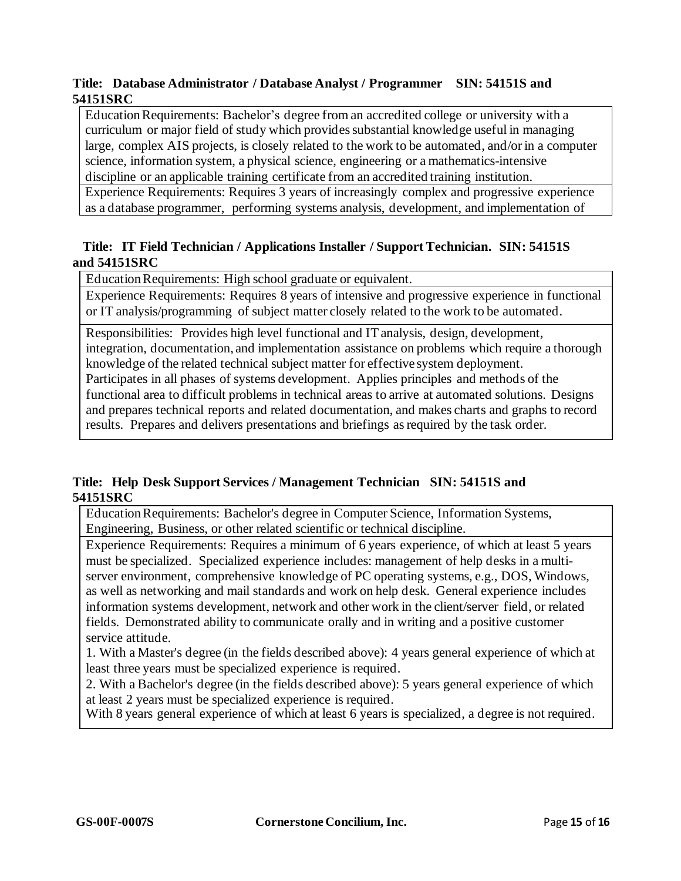**Title: Database Administrator / Database Analyst / Programmer SIN: 54151S and 54151SRC**

| |
|---|
| Education Requirements: Bachelor's degree from an accredited college or university with a curriculum or major field of study which provides substantial knowledge useful in managing large, complex AIS projects, is closely related to the work to be automated, and/or in a computer science, information system, a physical science, engineering or a mathematics-intensive discipline or an applicable training certificate from an accredited training institution. |
| Experience Requirements: Requires 3 years of increasingly complex and progressive experience as a database programmer, performing systems analysis, development, and implementation of |

**Title: IT Field Technician / Applications Installer / Support Technician. SIN: 54151S and 54151SRC**

| |
|---|
| Education Requirements: High school graduate or equivalent. |
| Experience Requirements: Requires 8 years of intensive and progressive experience in functional or IT analysis/programming of subject matter closely related to the work to be automated. |
| Responsibilities: Provides high level functional and IT analysis, design, development, integration, documentation, and implementation assistance on problems which require a thorough knowledge of the related technical subject matter for effective system deployment. Participates in all phases of systems development. Applies principles and methods of the functional area to difficult problems in technical areas to arrive at automated solutions. Designs and prepares technical reports and related documentation, and makes charts and graphs to record results. Prepares and delivers presentations and briefings as required by the task order. |

**Title: Help Desk Support Services / Management Technician SIN: 54151S and 54151SRC**

| |
|---|
| Education Requirements: Bachelor's degree in Computer Science, Information Systems, Engineering, Business, or other related scientific or technical discipline. |
| Experience Requirements: Requires a minimum of 6 years experience, of which at least 5 years must be specialized. Specialized experience includes: management of help desks in a multi-server environment, comprehensive knowledge of PC operating systems, e.g., DOS, Windows, as well as networking and mail standards and work on help desk. General experience includes information systems development, network and other work in the client/server field, or related fields. Demonstrated ability to communicate orally and in writing and a positive customer service attitude.<br>1. With a Master's degree (in the fields described above): 4 years general experience of which at least three years must be specialized experience is required.<br>2. With a Bachelor's degree (in the fields described above): 5 years general experience of which at least 2 years must be specialized experience is required.<br>With 8 years general experience of which at least 6 years is specialized, a degree is not required. |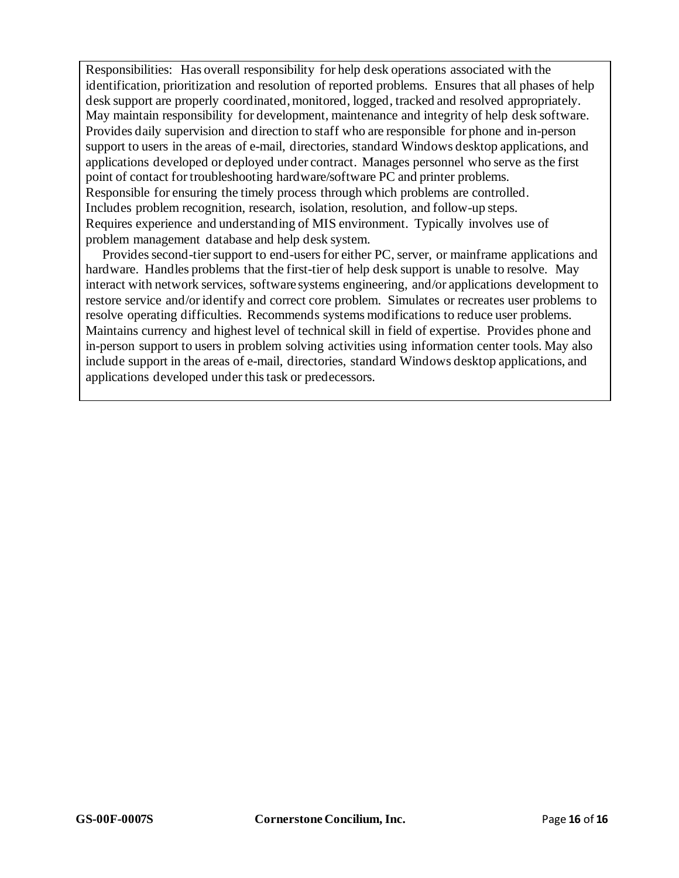Responsibilities: Has overall responsibility for help desk operations associated with the identification, prioritization and resolution of reported problems. Ensures that all phases of help desk support are properly coordinated, monitored, logged, tracked and resolved appropriately. May maintain responsibility for development, maintenance and integrity of help desk software. Provides daily supervision and direction to staff who are responsible for phone and in-person support to users in the areas of e-mail, directories, standard Windows desktop applications, and applications developed or deployed under contract. Manages personnel who serve as the first point of contact for troubleshooting hardware/software PC and printer problems. Responsible for ensuring the timely process through which problems are controlled. Includes problem recognition, research, isolation, resolution, and follow-up steps. Requires experience and understanding of MIS environment. Typically involves use of problem management database and help desk system.

Provides second-tier support to end-users for either PC, server, or mainframe applications and hardware. Handles problems that the first-tier of help desk support is unable to resolve. May interact with network services, software systems engineering, and/or applications development to restore service and/or identify and correct core problem. Simulates or recreates user problems to resolve operating difficulties. Recommends systems modifications to reduce user problems. Maintains currency and highest level of technical skill in field of expertise. Provides phone and in-person support to users in problem solving activities using information center tools. May also include support in the areas of e-mail, directories, standard Windows desktop applications, and applications developed under this task or predecessors.